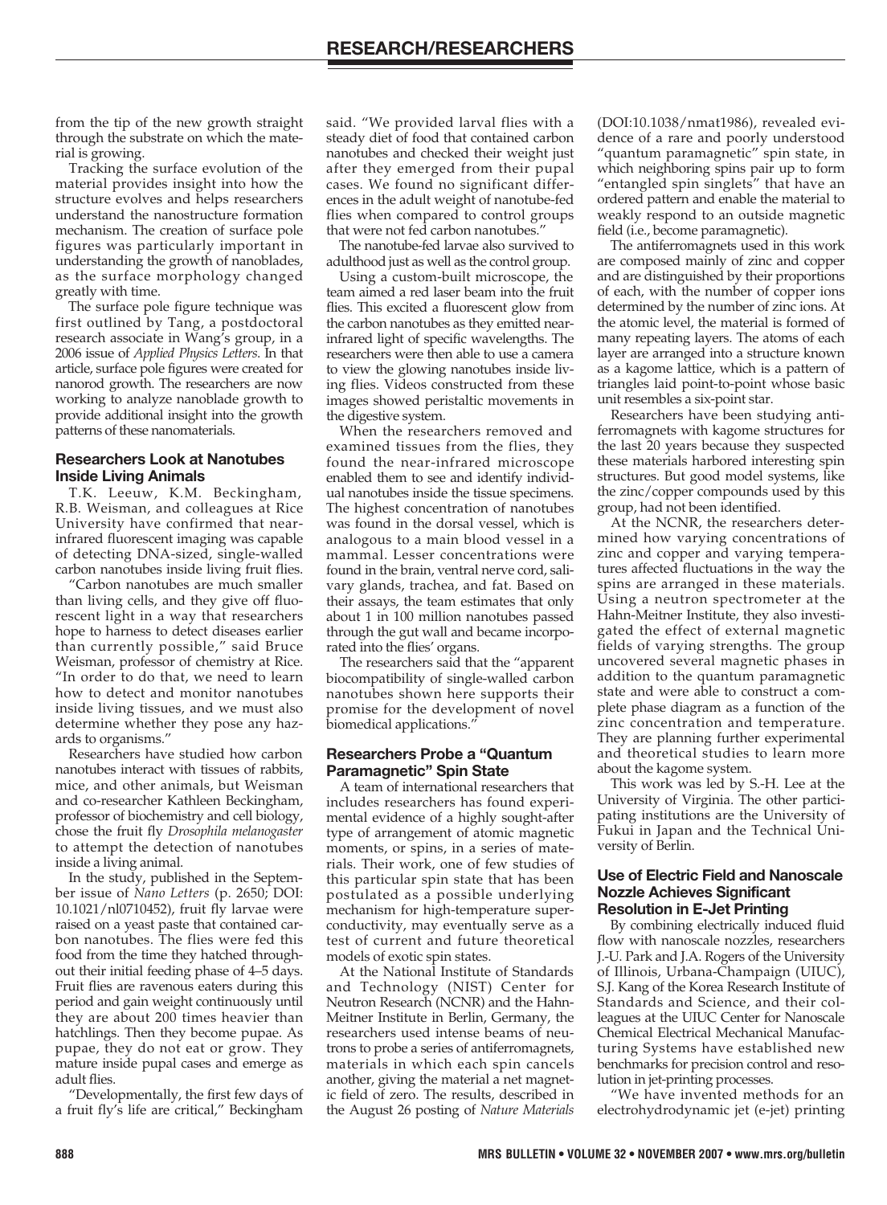from the tip of the new growth straight through the substrate on which the material is growing.

Tracking the surface evolution of the material provides insight into how the structure evolves and helps researchers understand the nanostructure formation mechanism. The creation of surface pole figures was particularly important in understanding the growth of nanoblades, as the surface morphology changed greatly with time.

The surface pole figure technique was first outlined by Tang, a postdoctoral research associate in Wang's group, in a 2006 issue of *Applied Physics Letters*. In that article, surface pole figures were created for nanorod growth. The researchers are now working to analyze nanoblade growth to provide additional insight into the growth patterns of these nanomaterials.

### Researchers Look at Nanotubes Inside Living Animals

T.K. Leeuw, K.M. Beckingham, R.B. Weisman, and colleagues at Rice University have confirmed that near-infrared fluorescent imaging was capable of detecting DNA-sized, single-walled carbon nanotubes inside living fruit flies.

"Carbon nanotubes are much smaller than living cells, and they give off fluorescent light in a way that researchers hope to harness to detect diseases earlier than currently possible," said Bruce Weisman, professor of chemistry at Rice. "In order to do that, we need to learn how to detect and monitor nanotubes inside living tissues, and we must also determine whether they pose any hazards to organisms."

Researchers have studied how carbon nanotubes interact with tissues of rabbits, mice, and other animals, but Weisman and co-researcher Kathleen Beckingham, professor of biochemistry and cell biology, chose the fruit fly *Drosophila melanogaster* to attempt the detection of nanotubes inside a living animal.

In the study, published in the September issue of *Nano Letters* (p. 2650; DOI: 10.1021/nl0710452), fruit fly larvae were raised on a yeast paste that contained carbon nanotubes. The flies were fed this food from the time they hatched throughout their initial feeding phase of 4–5 days. Fruit flies are ravenous eaters during this period and gain weight continuously until they are about 200 times heavier than hatchlings. Then they become pupae. As pupae, they do not eat or grow. They mature inside pupal cases and emerge as adult flies.

"Developmentally, the first few days of a fruit fly's life are critical," Beckingham said. "We provided larval flies with a steady diet of food that contained carbon nanotubes and checked their weight just after they emerged from their pupal cases. We found no significant differences in the adult weight of nanotube-fed flies when compared to control groups that were not fed carbon nanotubes."

The nanotube-fed larvae also survived to adulthood just as well as the control group.

Using a custom-built microscope, the team aimed a red laser beam into the fruit flies. This excited a fluorescent glow from the carbon nanotubes as they emitted near-infrared light of specific wavelengths. The researchers were then able to use a camera to view the glowing nanotubes inside living flies. Videos constructed from these images showed peristaltic movements in the digestive system.

When the researchers removed and examined tissues from the flies, they found the near-infrared microscope enabled them to see and identify individual nanotubes inside the tissue specimens. The highest concentration of nanotubes was found in the dorsal vessel, which is analogous to a main blood vessel in a mammal. Lesser concentrations were found in the brain, ventral nerve cord, salivary glands, trachea, and fat. Based on their assays, the team estimates that only about 1 in 100 million nanotubes passed through the gut wall and became incorporated into the flies' organs.

The researchers said that the "apparent biocompatibility of single-walled carbon nanotubes shown here supports their promise for the development of novel biomedical applications."

### Researchers Probe a "Quantum Paramagnetic" Spin State

A team of international researchers that includes researchers has found experimental evidence of a highly sought-after type of arrangement of atomic magnetic moments, or spins, in a series of materials. Their work, one of few studies of this particular spin state that has been postulated as a possible underlying mechanism for high-temperature superconductivity, may eventually serve as a test of current and future theoretical models of exotic spin states.

At the National Institute of Standards and Technology (NIST) Center for Neutron Research (NCNR) and the Hahn-Meitner Institute in Berlin, Germany, the researchers used intense beams of neutrons to probe a series of antiferromagnets, materials in which each spin cancels another, giving the material a net magnetic field of zero. The results, described in the August 26 posting of *Nature Materials* (DOI:10.1038/nmat1986), revealed evidence of a rare and poorly understood "quantum paramagnetic" spin state, in which neighboring spins pair up to form "entangled spin singlets" that have an ordered pattern and enable the material to weakly respond to an outside magnetic field (i.e., become paramagnetic).

The antiferromagnets used in this work are composed mainly of zinc and copper and are distinguished by their proportions of each, with the number of copper ions determined by the number of zinc ions. At the atomic level, the material is formed of many repeating layers. The atoms of each layer are arranged into a structure known as a kagome lattice, which is a pattern of triangles laid point-to-point whose basic unit resembles a six-point star.

Researchers have been studying antiferromagnets with kagome structures for the last 20 years because they suspected these materials harbored interesting spin structures. But good model systems, like the zinc/copper compounds used by this group, had not been identified.

At the NCNR, the researchers determined how varying concentrations of zinc and copper and varying temperatures affected fluctuations in the way the spins are arranged in these materials. Using a neutron spectrometer at the Hahn-Meitner Institute, they also investigated the effect of external magnetic fields of varying strengths. The group uncovered several magnetic phases in addition to the quantum paramagnetic state and were able to construct a complete phase diagram as a function of the zinc concentration and temperature. They are planning further experimental and theoretical studies to learn more about the kagome system.

This work was led by S.-H. Lee at the University of Virginia. The other participating institutions are the University of Fukui in Japan and the Technical University of Berlin.

### Use of Electric Field and Nanoscale Nozzle Achieves Significant Resolution in E-Jet Printing

By combining electrically induced fluid flow with nanoscale nozzles, researchers J.-U. Park and J.A. Rogers of the University of Illinois, Urbana-Champaign (UIUC), S.J. Kang of the Korea Research Institute of Standards and Science, and their colleagues at the UIUC Center for Nanoscale Chemical Electrical Mechanical Manufacturing Systems have established new benchmarks for precision control and resolution in jet-printing processes.

"We have invented methods for an electrohydrodynamic jet (e-jet) printing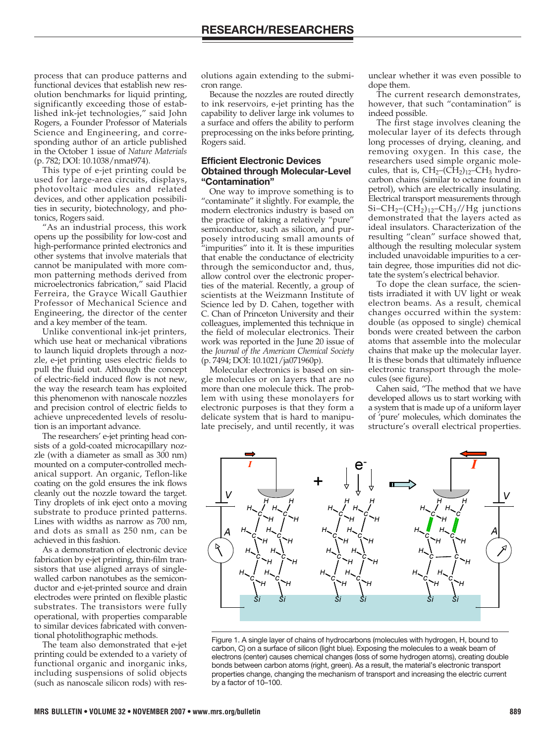process that can produce patterns and functional devices that establish new resolution benchmarks for liquid printing, significantly exceeding those of established ink-jet technologies," said John Rogers, a Founder Professor of Materials Science and Engineering, and corresponding author of an article published in the October 1 issue of *Nature Materials* (p. 782; DOI: 10.1038/nmat974).

This type of e-jet printing could be used for large-area circuits, displays, photovoltaic modules and related devices, and other application possibilities in security, biotechnology, and photonics, Rogers said.

"As an industrial process, this work opens up the possibility for low-cost and high-performance printed electronics and other systems that involve materials that cannot be manipulated with more common patterning methods derived from microelectronics fabrication," said Placid Ferreira, the Grayce Wicall Gauthier Professor of Mechanical Science and Engineering, the director of the center and a key member of the team.

Unlike conventional ink-jet printers, which use heat or mechanical vibrations to launch liquid droplets through a nozzle, e-jet printing uses electric fields to pull the fluid out. Although the concept of electric-field induced flow is not new, the way the research team has exploited this phenomenon with nanoscale nozzles and precision control of electric fields to achieve unprecedented levels of resolution is an important advance.

The researchers' e-jet printing head consists of a gold-coated microcapillary nozzle (with a diameter as small as 300 nm) mounted on a computer-controlled mechanical support. An organic, Teflon-like coating on the gold ensures the ink flows cleanly out the nozzle toward the target. Tiny droplets of ink eject onto a moving substrate to produce printed patterns. Lines with widths as narrow as 700 nm, and dots as small as 250 nm, can be achieved in this fashion.

As a demonstration of electronic device fabrication by e-jet printing, thin-film transistors that use aligned arrays of single-walled carbon nanotubes as the semiconductor and e-jet-printed source and drain electrodes were printed on flexible plastic substrates. The transistors were fully operational, with properties comparable to similar devices fabricated with conventional photolithographic methods.

The team also demonstrated that e-jet printing could be extended to a variety of functional organic and inorganic inks, including suspensions of solid objects (such as nanoscale silicon rods) with resolutions again extending to the submicron range.

Because the nozzles are routed directly to ink reservoirs, e-jet printing has the capability to deliver large ink volumes to a surface and offers the ability to perform preprocessing on the inks before printing, Rogers said.

### Efficient Electronic Devices Obtained through Molecular-Level "Contamination"

One way to improve something is to "contaminate" it slightly. For example, the modern electronics industry is based on the practice of taking a relatively "pure" semiconductor, such as silicon, and purposely introducing small amounts of "impurities" into it. It is these impurities that enable the conductance of electricity through the semiconductor and, thus, allow control over the electronic properties of the material. Recently, a group of scientists at the Weizmann Institute of Science led by D. Cahen, together with C. Chan of Princeton University and their colleagues, implemented this technique in the field of molecular electronics. Their work was reported in the June 20 issue of the *Journal of the American Chemical Society* (p. 7494; DOI: 10.1021/ja071960p).

Molecular electronics is based on single molecules or on layers that are no more than one molecule thick. The problem with using these monolayers for electronic purposes is that they form a delicate system that is hard to manipulate precisely, and until recently, it was unclear whether it was even possible to dope them.

The current research demonstrates, however, that such "contamination" is indeed possible.

The first stage involves cleaning the molecular layer of its defects through long processes of drying, cleaning, and removing oxygen. In this case, the researchers used simple organic molecules, that is, $CH_2$–$(CH_2)_{12}$–$CH_3$ hydrocarbon chains (similar to octane found in petrol), which are electrically insulating. Electrical transport measurements through Si–$CH_2$–$(CH_2)_{12}$–$CH_3$//Hg junctions demonstrated that the layers acted as ideal insulators. Characterization of the resulting "clean" surface showed that, although the resulting molecular system included unavoidable impurities to a certain degree, those impurities did not dictate the system's electrical behavior.

To dope the clean surface, the scientists irradiated it with UV light or weak electron beams. As a result, chemical changes occurred within the system: double (as opposed to single) chemical bonds were created between the carbon atoms that assemble into the molecular chains that make up the molecular layer. It is these bonds that ultimately influence electronic transport through the molecules (see figure).

Cahen said, "The method that we have developed allows us to start working with a system that is made up of a uniform layer of 'pure' molecules, which dominates the structure's overall electrical properties.

Figure 1. A single layer of chains of hydrocarbons (molecules with hydrogen, H, bound to carbon, C) on a surface of silicon (light blue). Exposing the molecules to a weak beam of electrons (center) causes chemical changes (loss of some hydrogen atoms), creating double bonds between carbon atoms (right, green). As a result, the material's electronic transport properties change, changing the mechanism of transport and increasing the electric current by a factor of 10–100.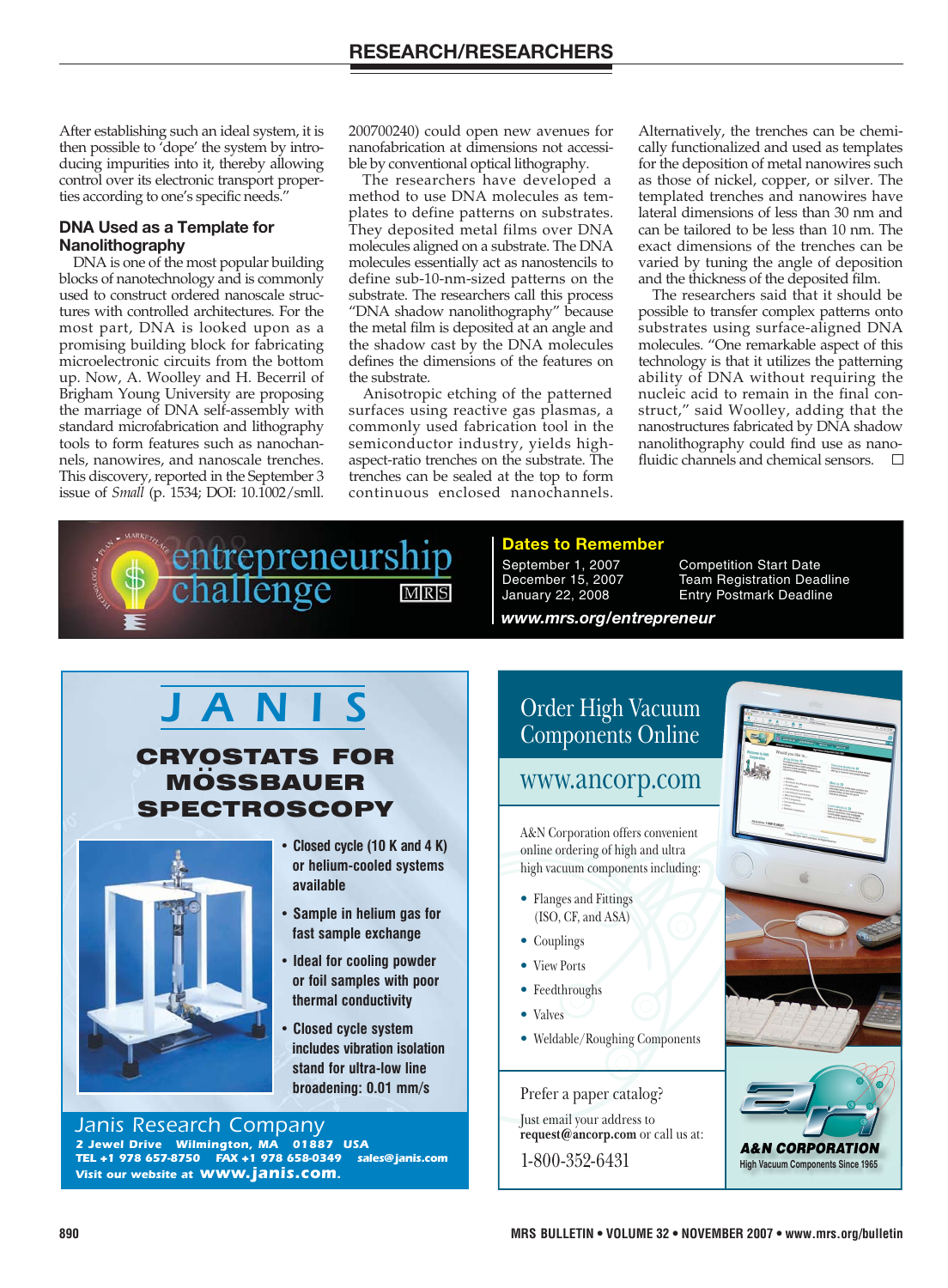After establishing such an ideal system, it is then possible to 'dope' the system by introducing impurities into it, thereby allowing control over its electronic transport properties according to one's specific needs."

### DNA Used as a Template for Nanolithography

DNA is one of the most popular building blocks of nanotechnology and is commonly used to construct ordered nanoscale structures with controlled architectures. For the most part, DNA is looked upon as a promising building block for fabricating microelectronic circuits from the bottom up. Now, A. Woolley and H. Becerril of Brigham Young University are proposing the marriage of DNA self-assembly with standard microfabrication and lithography tools to form features such as nanochannels, nanowires, and nanoscale trenches. This discovery, reported in the September 3 issue of *Small* (p. 1534; DOI: 10.1002/smll.200700240) could open new avenues for nanofabrication at dimensions not accessible by conventional optical lithography.

The researchers have developed a method to use DNA molecules as templates to define patterns on substrates. They deposited metal films over DNA molecules aligned on a substrate. The DNA molecules essentially act as nanostencils to define sub-10-nm-sized patterns on the substrate. The researchers call this process "DNA shadow nanolithography" because the metal film is deposited at an angle and the shadow cast by the DNA molecules defines the dimensions of the features on the substrate.

Anisotropic etching of the patterned surfaces using reactive gas plasmas, a commonly used fabrication tool in the semiconductor industry, yields high-aspect-ratio trenches on the substrate. The trenches can be sealed at the top to form continuous enclosed nanochannels. Alternatively, the trenches can be chemically functionalized and used as templates for the deposition of metal nanowires such as those of nickel, copper, or silver. The templated trenches and nanowires have lateral dimensions of less than 30 nm and can be tailored to be less than 10 nm. The exact dimensions of the trenches can be varied by tuning the angle of deposition and the thickness of the deposited film.

The researchers said that it should be possible to transfer complex patterns onto substrates using surface-aligned DNA molecules. "One remarkable aspect of this technology is that it utilizes the patterning ability of DNA without requiring the nucleic acid to remain in the final construct," said Woolley, adding that the nanostructures fabricated by DNA shadow nanolithography could find use as nanofluidic channels and chemical sensors. □

---

2008 entrepreneurship challenge MRS

**Dates to Remember**

| | |
|---|---|
| September 1, 2007 | Competition Start Date |
| December 15, 2007 | Team Registration Deadline |
| January 22, 2008 | Entry Postmark Deadline |

***www.mrs.org/entrepreneur***

---

# JANIS

## CRYOSTATS FOR MÖSSBAUER SPECTROSCOPY

- **Closed cycle (10 K and 4 K) or helium-cooled systems available**
- **Sample in helium gas for fast sample exchange**
- **Ideal for cooling powder or foil samples with poor thermal conductivity**
- **Closed cycle system includes vibration isolation stand for ultra-low line broadening: 0.01 mm/s**

Janis Research Company
**2 Jewel Drive Wilmington, MA 01887 USA**
**TEL +1 978 657-8750 FAX +1 978 658-0349 sales@janis.com**
**Visit our website at www.janis.com.**

---

## Order High Vacuum Components Online

www.ancorp.com

A&N Corporation offers convenient online ordering of high and ultra high vacuum components including:

- Flanges and Fittings (ISO, CF, and ASA)
- Couplings
- View Ports
- Feedthroughs
- Valves
- Weldable/Roughing Components

Prefer a paper catalog?

Just email your address to **request@ancorp.com** or call us at:

1-800-352-6431

**A&N CORPORATION**
High Vacuum Components Since 1965